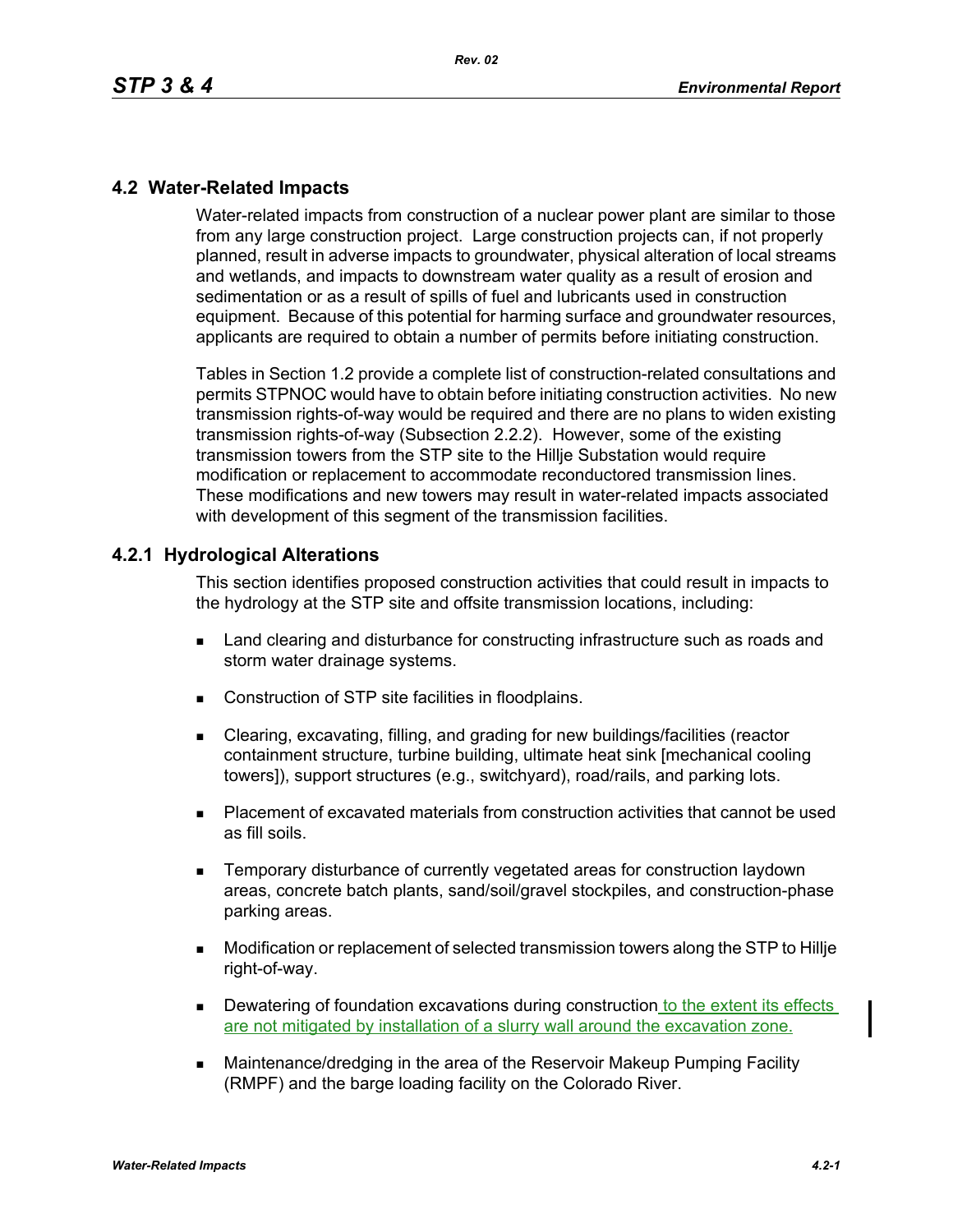## 4.2 Water-Related Impacts

Water-related impacts from construction of a nuclear power plant are similar to those from any large construction project. Large construction projects can, if not properly planned, result in adverse impacts to groundwater, physical alteration of local streams and wetlands, and impacts to downstream water quality as a result of erosion and sedimentation or as a result of spills of fuel and lubricants used in construction equipment. Because of this potential for harming surface and groundwater resources, applicants are required to obtain a number of permits before initiating construction.

Tables in Section 1.2 provide a complete list of construction-related consultations and permits STPNOC would have to obtain before initiating construction activities. No new transmission rights-of-way would be required and there are no plans to widen existing transmission rights-of-way (Subsection 2.2.2). However, some of the existing transmission towers from the STP site to the Hillje Substation would require modification or replacement to accommodate reconductored transmission lines. These modifications and new towers may result in water-related impacts associated with development of this segment of the transmission facilities.

### 4.2.1 Hydrological Alterations

This section identifies proposed construction activities that could result in impacts to the hydrology at the STP site and offsite transmission locations, including:

- Land clearing and disturbance for constructing infrastructure such as roads and storm water drainage systems.
- Construction of STP site facilities in floodplains.
- Clearing, excavating, filling, and grading for new buildings/facilities (reactor containment structure, turbine building, ultimate heat sink [mechanical cooling towers]), support structures (e.g., switchyard), road/rails, and parking lots.
- Placement of excavated materials from construction activities that cannot be used as fill soils.
- Temporary disturbance of currently vegetated areas for construction laydown areas, concrete batch plants, sand/soil/gravel stockpiles, and construction-phase parking areas.
- Modification or replacement of selected transmission towers along the STP to Hillje right-of-way.
- Dewatering of foundation excavations during construction to the extent its effects are not mitigated by installation of a slurry wall around the excavation zone.
- Maintenance/dredging in the area of the Reservoir Makeup Pumping Facility (RMPF) and the barge loading facility on the Colorado River.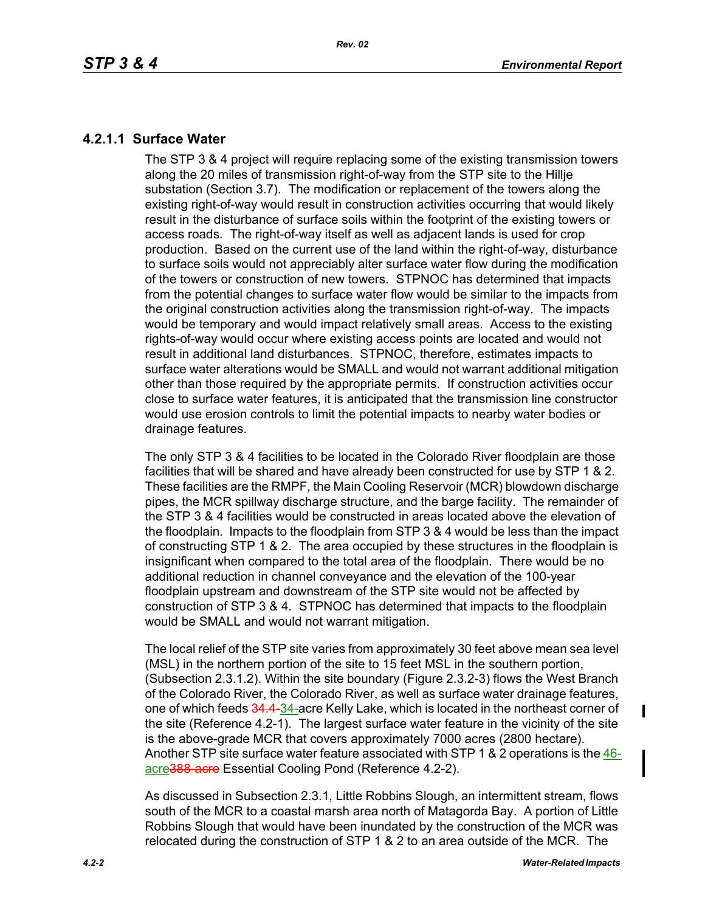### 4.2.1.1 Surface Water

The STP 3 & 4 project will require replacing some of the existing transmission towers along the 20 miles of transmission right-of-way from the STP site to the Hillje substation (Section 3.7). The modification or replacement of the towers along the existing right-of-way would result in construction activities occurring that would likely result in the disturbance of surface soils within the footprint of the existing towers or access roads. The right-of-way itself as well as adjacent lands is used for crop production. Based on the current use of the land within the right-of-way, disturbance to surface soils would not appreciably alter surface water flow during the modification of the towers or construction of new towers. STPNOC has determined that impacts from the potential changes to surface water flow would be similar to the impacts from the original construction activities along the transmission right-of-way. The impacts would be temporary and would impact relatively small areas. Access to the existing rights-of-way would occur where existing access points are located and would not result in additional land disturbances. STPNOC, therefore, estimates impacts to surface water alterations would be SMALL and would not warrant additional mitigation other than those required by the appropriate permits. If construction activities occur close to surface water features, it is anticipated that the transmission line constructor would use erosion controls to limit the potential impacts to nearby water bodies or drainage features.

The only STP 3 & 4 facilities to be located in the Colorado River floodplain are those facilities that will be shared and have already been constructed for use by STP 1 & 2. These facilities are the RMPF, the Main Cooling Reservoir (MCR) blowdown discharge pipes, the MCR spillway discharge structure, and the barge facility. The remainder of the STP 3 & 4 facilities would be constructed in areas located above the elevation of the floodplain. Impacts to the floodplain from STP 3 & 4 would be less than the impact of constructing STP 1 & 2. The area occupied by these structures in the floodplain is insignificant when compared to the total area of the floodplain. There would be no additional reduction in channel conveyance and the elevation of the 100-year floodplain upstream and downstream of the STP site would not be affected by construction of STP 3 & 4. STPNOC has determined that impacts to the floodplain would be SMALL and would not warrant mitigation.

The local relief of the STP site varies from approximately 30 feet above mean sea level (MSL) in the northern portion of the site to 15 feet MSL in the southern portion, (Subsection 2.3.1.2). Within the site boundary (Figure 2.3.2-3) flows the West Branch of the Colorado River, the Colorado River, as well as surface water drainage features, one of which feeds ~~34.4-~~34-acre Kelly Lake, which is located in the northeast corner of the site (Reference 4.2-1). The largest surface water feature in the vicinity of the site is the above-grade MCR that covers approximately 7000 acres (2800 hectare). Another STP site surface water feature associated with STP 1 & 2 operations is the 46-acre~~388-acre~~ Essential Cooling Pond (Reference 4.2-2).

As discussed in Subsection 2.3.1, Little Robbins Slough, an intermittent stream, flows south of the MCR to a coastal marsh area north of Matagorda Bay. A portion of Little Robbins Slough that would have been inundated by the construction of the MCR was relocated during the construction of STP 1 & 2 to an area outside of the MCR. The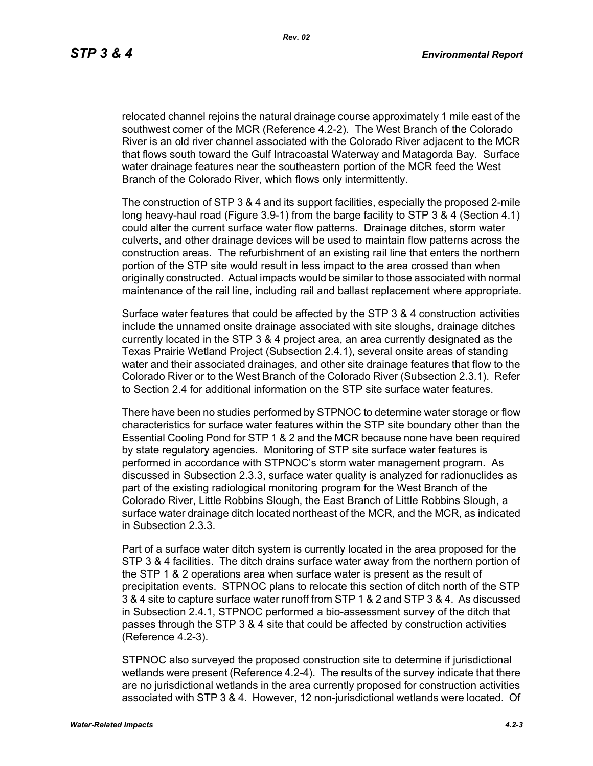relocated channel rejoins the natural drainage course approximately 1 mile east of the southwest corner of the MCR (Reference 4.2-2). The West Branch of the Colorado River is an old river channel associated with the Colorado River adjacent to the MCR that flows south toward the Gulf Intracoastal Waterway and Matagorda Bay. Surface water drainage features near the southeastern portion of the MCR feed the West Branch of the Colorado River, which flows only intermittently.

The construction of STP 3 & 4 and its support facilities, especially the proposed 2-mile long heavy-haul road (Figure 3.9-1) from the barge facility to STP 3 & 4 (Section 4.1) could alter the current surface water flow patterns. Drainage ditches, storm water culverts, and other drainage devices will be used to maintain flow patterns across the construction areas. The refurbishment of an existing rail line that enters the northern portion of the STP site would result in less impact to the area crossed than when originally constructed. Actual impacts would be similar to those associated with normal maintenance of the rail line, including rail and ballast replacement where appropriate.

Surface water features that could be affected by the STP 3 & 4 construction activities include the unnamed onsite drainage associated with site sloughs, drainage ditches currently located in the STP 3 & 4 project area, an area currently designated as the Texas Prairie Wetland Project (Subsection 2.4.1), several onsite areas of standing water and their associated drainages, and other site drainage features that flow to the Colorado River or to the West Branch of the Colorado River (Subsection 2.3.1). Refer to Section 2.4 for additional information on the STP site surface water features.

There have been no studies performed by STPNOC to determine water storage or flow characteristics for surface water features within the STP site boundary other than the Essential Cooling Pond for STP 1 & 2 and the MCR because none have been required by state regulatory agencies. Monitoring of STP site surface water features is performed in accordance with STPNOC's storm water management program. As discussed in Subsection 2.3.3, surface water quality is analyzed for radionuclides as part of the existing radiological monitoring program for the West Branch of the Colorado River, Little Robbins Slough, the East Branch of Little Robbins Slough, a surface water drainage ditch located northeast of the MCR, and the MCR, as indicated in Subsection 2.3.3.

Part of a surface water ditch system is currently located in the area proposed for the STP 3 & 4 facilities. The ditch drains surface water away from the northern portion of the STP 1 & 2 operations area when surface water is present as the result of precipitation events. STPNOC plans to relocate this section of ditch north of the STP 3 & 4 site to capture surface water runoff from STP 1 & 2 and STP 3 & 4. As discussed in Subsection 2.4.1, STPNOC performed a bio-assessment survey of the ditch that passes through the STP 3 & 4 site that could be affected by construction activities (Reference 4.2-3).

STPNOC also surveyed the proposed construction site to determine if jurisdictional wetlands were present (Reference 4.2-4). The results of the survey indicate that there are no jurisdictional wetlands in the area currently proposed for construction activities associated with STP 3 & 4. However, 12 non-jurisdictional wetlands were located. Of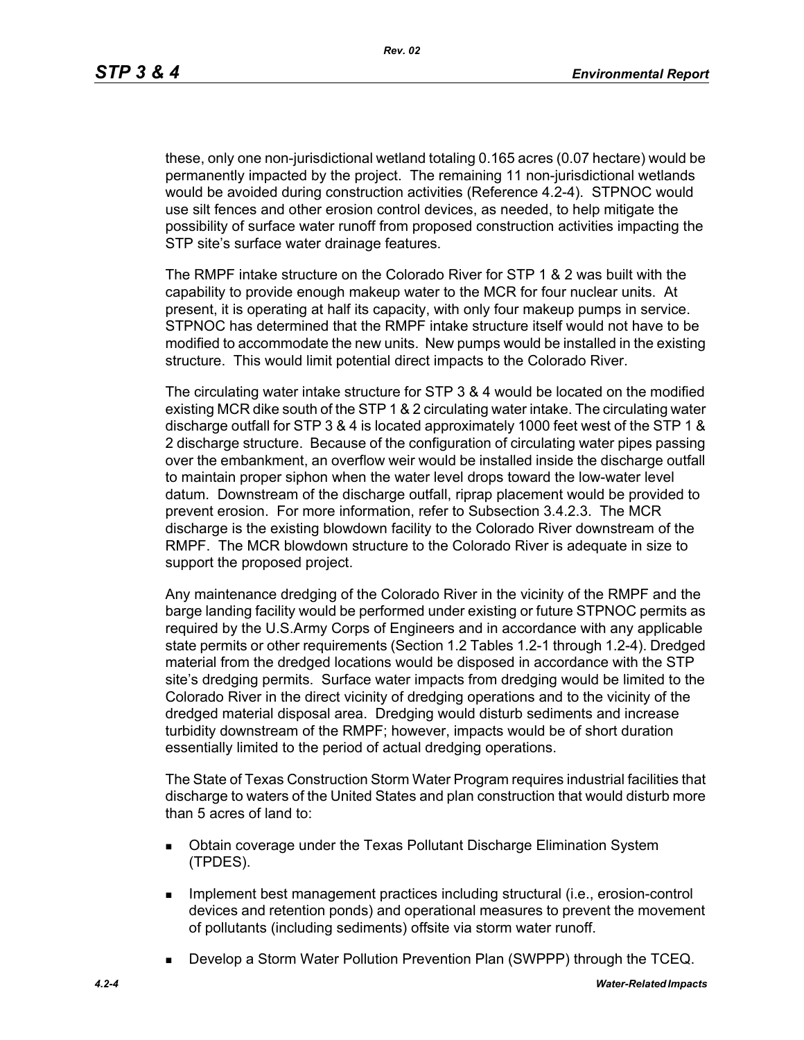these, only one non-jurisdictional wetland totaling 0.165 acres (0.07 hectare) would be permanently impacted by the project. The remaining 11 non-jurisdictional wetlands would be avoided during construction activities (Reference 4.2-4). STPNOC would use silt fences and other erosion control devices, as needed, to help mitigate the possibility of surface water runoff from proposed construction activities impacting the STP site's surface water drainage features.

The RMPF intake structure on the Colorado River for STP 1 & 2 was built with the capability to provide enough makeup water to the MCR for four nuclear units. At present, it is operating at half its capacity, with only four makeup pumps in service. STPNOC has determined that the RMPF intake structure itself would not have to be modified to accommodate the new units. New pumps would be installed in the existing structure. This would limit potential direct impacts to the Colorado River.

The circulating water intake structure for STP 3 & 4 would be located on the modified existing MCR dike south of the STP 1 & 2 circulating water intake. The circulating water discharge outfall for STP 3 & 4 is located approximately 1000 feet west of the STP 1 & 2 discharge structure. Because of the configuration of circulating water pipes passing over the embankment, an overflow weir would be installed inside the discharge outfall to maintain proper siphon when the water level drops toward the low-water level datum. Downstream of the discharge outfall, riprap placement would be provided to prevent erosion. For more information, refer to Subsection 3.4.2.3. The MCR discharge is the existing blowdown facility to the Colorado River downstream of the RMPF. The MCR blowdown structure to the Colorado River is adequate in size to support the proposed project.

Any maintenance dredging of the Colorado River in the vicinity of the RMPF and the barge landing facility would be performed under existing or future STPNOC permits as required by the U.S.Army Corps of Engineers and in accordance with any applicable state permits or other requirements (Section 1.2 Tables 1.2-1 through 1.2-4). Dredged material from the dredged locations would be disposed in accordance with the STP site's dredging permits. Surface water impacts from dredging would be limited to the Colorado River in the direct vicinity of dredging operations and to the vicinity of the dredged material disposal area. Dredging would disturb sediments and increase turbidity downstream of the RMPF; however, impacts would be of short duration essentially limited to the period of actual dredging operations.

The State of Texas Construction Storm Water Program requires industrial facilities that discharge to waters of the United States and plan construction that would disturb more than 5 acres of land to:

- Obtain coverage under the Texas Pollutant Discharge Elimination System (TPDES).
- Implement best management practices including structural (i.e., erosion-control devices and retention ponds) and operational measures to prevent the movement of pollutants (including sediments) offsite via storm water runoff.
- Develop a Storm Water Pollution Prevention Plan (SWPPP) through the TCEQ.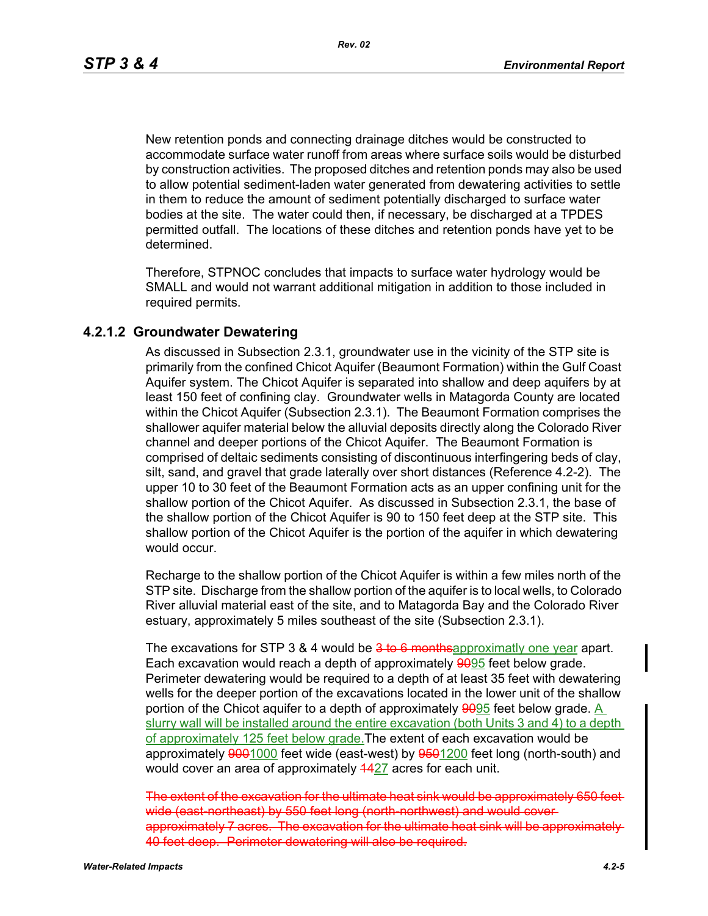New retention ponds and connecting drainage ditches would be constructed to accommodate surface water runoff from areas where surface soils would be disturbed by construction activities. The proposed ditches and retention ponds may also be used to allow potential sediment-laden water generated from dewatering activities to settle in them to reduce the amount of sediment potentially discharged to surface water bodies at the site. The water could then, if necessary, be discharged at a TPDES permitted outfall. The locations of these ditches and retention ponds have yet to be determined.

Therefore, STPNOC concludes that impacts to surface water hydrology would be SMALL and would not warrant additional mitigation in addition to those included in required permits.

### 4.2.1.2 Groundwater Dewatering

As discussed in Subsection 2.3.1, groundwater use in the vicinity of the STP site is primarily from the confined Chicot Aquifer (Beaumont Formation) within the Gulf Coast Aquifer system. The Chicot Aquifer is separated into shallow and deep aquifers by at least 150 feet of confining clay. Groundwater wells in Matagorda County are located within the Chicot Aquifer (Subsection 2.3.1). The Beaumont Formation comprises the shallower aquifer material below the alluvial deposits directly along the Colorado River channel and deeper portions of the Chicot Aquifer. The Beaumont Formation is comprised of deltaic sediments consisting of discontinuous interfingering beds of clay, silt, sand, and gravel that grade laterally over short distances (Reference 4.2-2). The upper 10 to 30 feet of the Beaumont Formation acts as an upper confining unit for the shallow portion of the Chicot Aquifer. As discussed in Subsection 2.3.1, the base of the shallow portion of the Chicot Aquifer is 90 to 150 feet deep at the STP site. This shallow portion of the Chicot Aquifer is the portion of the aquifer in which dewatering would occur.

Recharge to the shallow portion of the Chicot Aquifer is within a few miles north of the STP site. Discharge from the shallow portion of the aquifer is to local wells, to Colorado River alluvial material east of the site, and to Matagorda Bay and the Colorado River estuary, approximately 5 miles southeast of the site (Subsection 2.3.1).

The excavations for STP 3 & 4 would be ~~3 to 6 months~~<u>approximatly one year</u> apart. Each excavation would reach a depth of approximately ~~90~~<u>95</u> feet below grade. Perimeter dewatering would be required to a depth of at least 35 feet with dewatering wells for the deeper portion of the excavations located in the lower unit of the shallow portion of the Chicot aquifer to a depth of approximately ~~90~~<u>95</u> feet below grade. <u>A slurry wall will be installed around the entire excavation (both Units 3 and 4) to a depth of approximately 125 feet below grade.</u>The extent of each excavation would be approximately ~~900~~<u>1000</u> feet wide (east-west) by ~~950~~<u>1200</u> feet long (north-south) and would cover an area of approximately ~~14~~<u>27</u> acres for each unit.

~~The extent of the excavation for the ultimate heat sink would be approximately 650 feet wide (east-northeast) by 550 feet long (north-northwest) and would cover approximately 7 acres. The excavation for the ultimate heat sink will be approximately 40 feet deep. Perimeter dewatering will also be required.~~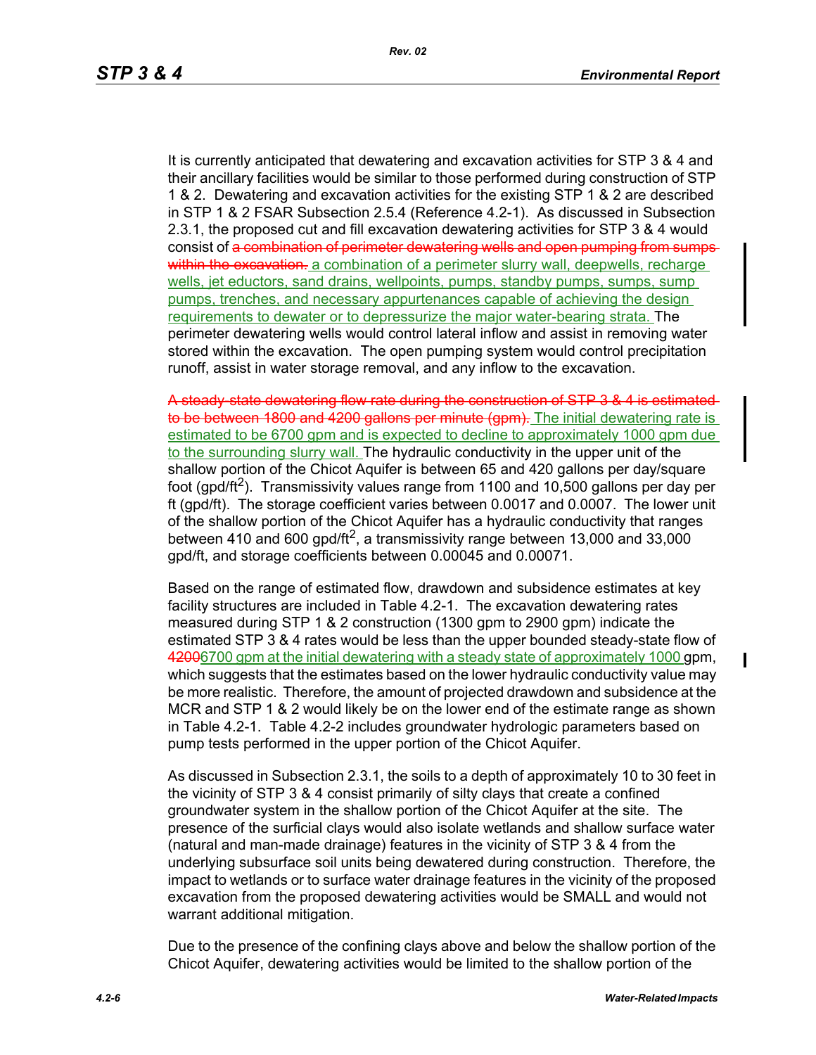It is currently anticipated that dewatering and excavation activities for STP 3 & 4 and their ancillary facilities would be similar to those performed during construction of STP 1 & 2. Dewatering and excavation activities for the existing STP 1 & 2 are described in STP 1 & 2 FSAR Subsection 2.5.4 (Reference 4.2-1). As discussed in Subsection 2.3.1, the proposed cut and fill excavation dewatering activities for STP 3 & 4 would consist of ~~a combination of perimeter dewatering wells and open pumping from sumps within the excavation.~~ a combination of a perimeter slurry wall, deepwells, recharge wells, jet eductors, sand drains, wellpoints, pumps, standby pumps, sumps, sump pumps, trenches, and necessary appurtenances capable of achieving the design requirements to dewater or to depressurize the major water-bearing strata. The perimeter dewatering wells would control lateral inflow and assist in removing water stored within the excavation. The open pumping system would control precipitation runoff, assist in water storage removal, and any inflow to the excavation.

~~A steady-state dewatering flow rate during the construction of STP 3 & 4 is estimated to be between 1800 and 4200 gallons per minute (gpm).~~ The initial dewatering rate is estimated to be 6700 gpm and is expected to decline to approximately 1000 gpm due to the surrounding slurry wall. The hydraulic conductivity in the upper unit of the shallow portion of the Chicot Aquifer is between 65 and 420 gallons per day/square foot (gpd/ft$^2$). Transmissivity values range from 1100 and 10,500 gallons per day per ft (gpd/ft). The storage coefficient varies between 0.0017 and 0.0007. The lower unit of the shallow portion of the Chicot Aquifer has a hydraulic conductivity that ranges between 410 and 600 gpd/ft$^2$, a transmissivity range between 13,000 and 33,000 gpd/ft, and storage coefficients between 0.00045 and 0.00071.

Based on the range of estimated flow, drawdown and subsidence estimates at key facility structures are included in Table 4.2-1. The excavation dewatering rates measured during STP 1 & 2 construction (1300 gpm to 2900 gpm) indicate the estimated STP 3 & 4 rates would be less than the upper bounded steady-state flow of ~~4200~~6700 gpm at the initial dewatering with a steady state of approximately 1000 gpm, which suggests that the estimates based on the lower hydraulic conductivity value may be more realistic. Therefore, the amount of projected drawdown and subsidence at the MCR and STP 1 & 2 would likely be on the lower end of the estimate range as shown in Table 4.2-1. Table 4.2-2 includes groundwater hydrologic parameters based on pump tests performed in the upper portion of the Chicot Aquifer.

As discussed in Subsection 2.3.1, the soils to a depth of approximately 10 to 30 feet in the vicinity of STP 3 & 4 consist primarily of silty clays that create a confined groundwater system in the shallow portion of the Chicot Aquifer at the site. The presence of the surficial clays would also isolate wetlands and shallow surface water (natural and man-made drainage) features in the vicinity of STP 3 & 4 from the underlying subsurface soil units being dewatered during construction. Therefore, the impact to wetlands or to surface water drainage features in the vicinity of the proposed excavation from the proposed dewatering activities would be SMALL and would not warrant additional mitigation.

Due to the presence of the confining clays above and below the shallow portion of the Chicot Aquifer, dewatering activities would be limited to the shallow portion of the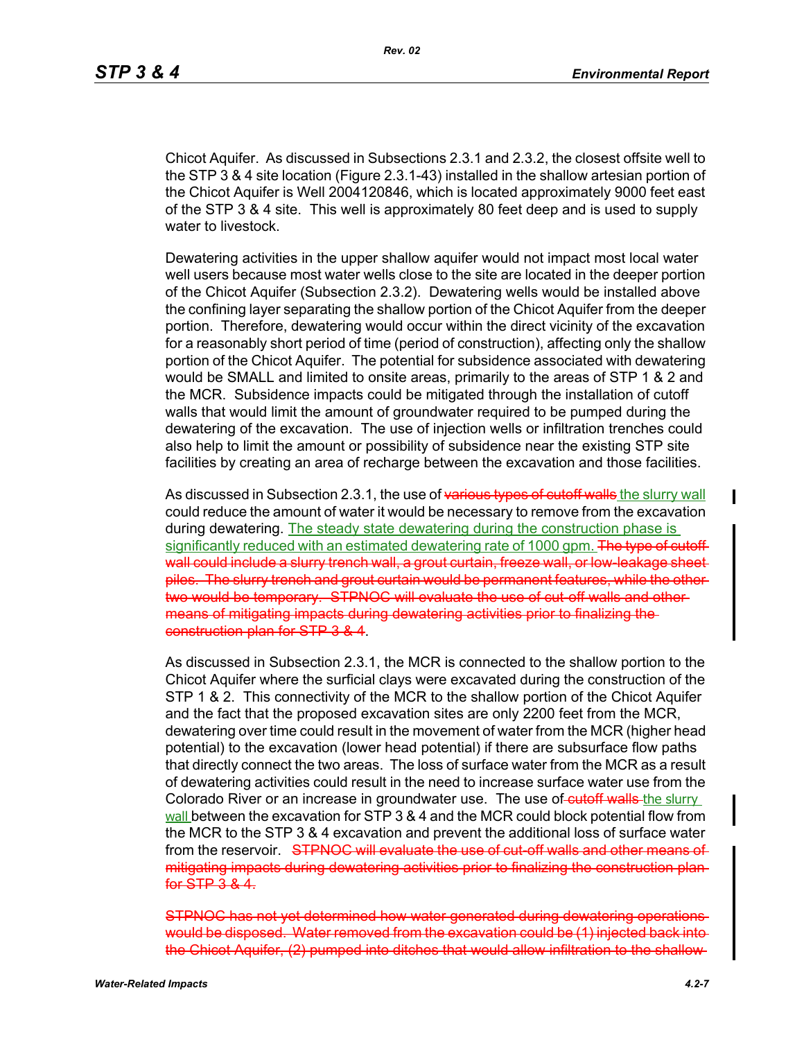Chicot Aquifer. As discussed in Subsections 2.3.1 and 2.3.2, the closest offsite well to the STP 3 & 4 site location (Figure 2.3.1-43) installed in the shallow artesian portion of the Chicot Aquifer is Well 2004120846, which is located approximately 9000 feet east of the STP 3 & 4 site. This well is approximately 80 feet deep and is used to supply water to livestock.

Dewatering activities in the upper shallow aquifer would not impact most local water well users because most water wells close to the site are located in the deeper portion of the Chicot Aquifer (Subsection 2.3.2). Dewatering wells would be installed above the confining layer separating the shallow portion of the Chicot Aquifer from the deeper portion. Therefore, dewatering would occur within the direct vicinity of the excavation for a reasonably short period of time (period of construction), affecting only the shallow portion of the Chicot Aquifer. The potential for subsidence associated with dewatering would be SMALL and limited to onsite areas, primarily to the areas of STP 1 & 2 and the MCR. Subsidence impacts could be mitigated through the installation of cutoff walls that would limit the amount of groundwater required to be pumped during the dewatering of the excavation. The use of injection wells or infiltration trenches could also help to limit the amount or possibility of subsidence near the existing STP site facilities by creating an area of recharge between the excavation and those facilities.

As discussed in Subsection 2.3.1, the use of ~~various types of cutoff walls~~ <u>the slurry wall</u> could reduce the amount of water it would be necessary to remove from the excavation during dewatering. <u>The steady state dewatering during the construction phase is significantly reduced with an estimated dewatering rate of 1000 gpm.</u> ~~The type of cutoff wall could include a slurry trench wall, a grout curtain, freeze wall, or low-leakage sheet piles. The slurry trench and grout curtain would be permanent features, while the other two would be temporary. STPNOC will evaluate the use of cut-off walls and other means of mitigating impacts during dewatering activities prior to finalizing the construction plan for STP 3 & 4~~.

As discussed in Subsection 2.3.1, the MCR is connected to the shallow portion to the Chicot Aquifer where the surficial clays were excavated during the construction of the STP 1 & 2. This connectivity of the MCR to the shallow portion of the Chicot Aquifer and the fact that the proposed excavation sites are only 2200 feet from the MCR, dewatering over time could result in the movement of water from the MCR (higher head potential) to the excavation (lower head potential) if there are subsurface flow paths that directly connect the two areas. The loss of surface water from the MCR as a result of dewatering activities could result in the need to increase surface water use from the Colorado River or an increase in groundwater use. The use of ~~cutoff walls~~ <u>the slurry wall</u> between the excavation for STP 3 & 4 and the MCR could block potential flow from the MCR to the STP 3 & 4 excavation and prevent the additional loss of surface water from the reservoir. ~~STPNOC will evaluate the use of cut-off walls and other means of mitigating impacts during dewatering activities prior to finalizing the construction plan for STP 3 & 4.~~

~~STPNOC has not yet determined how water generated during dewatering operations would be disposed. Water removed from the excavation could be (1) injected back into the Chicot Aquifer, (2) pumped into ditches that would allow infiltration to the shallow~~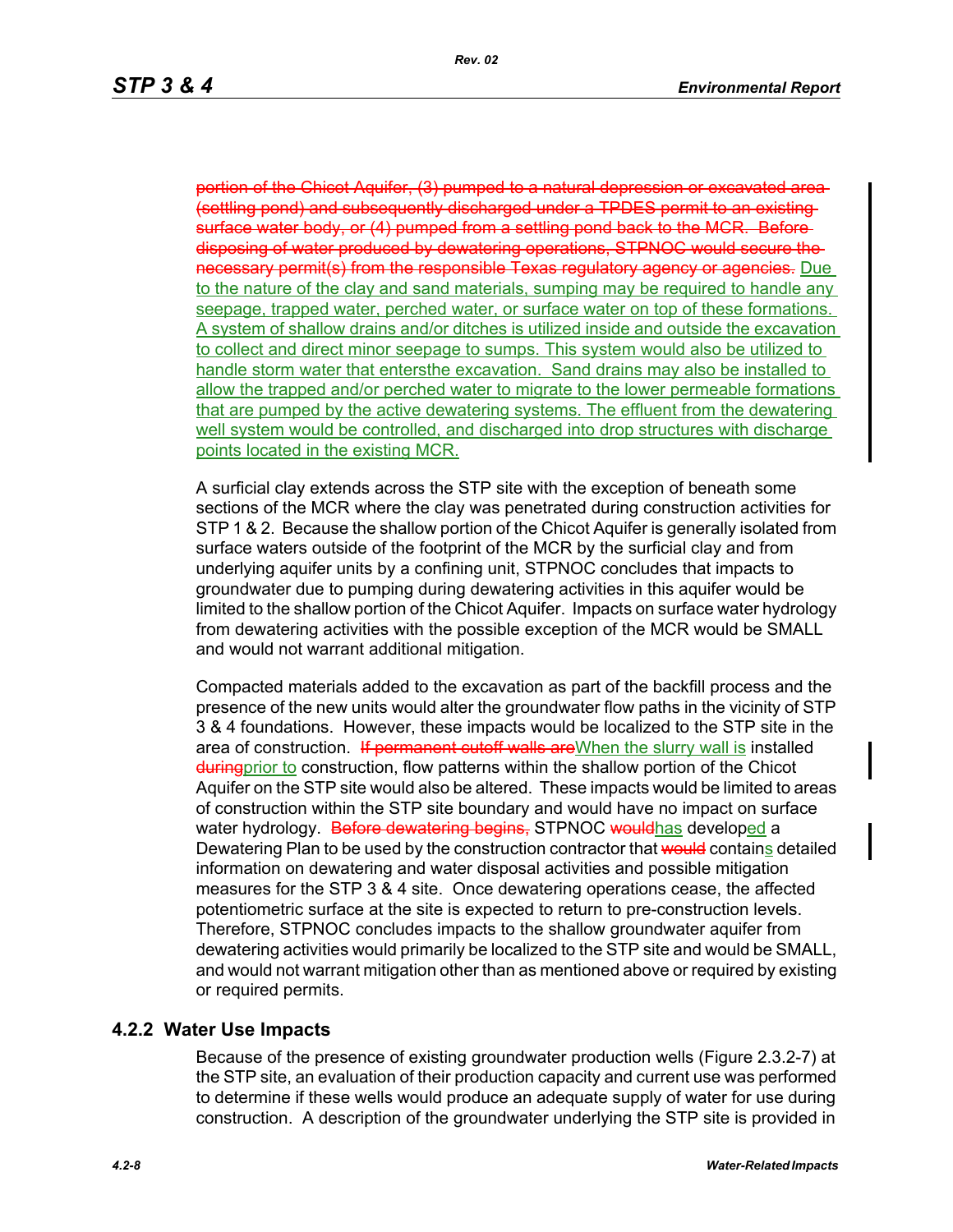~~portion of the Chicot Aquifer, (3) pumped to a natural depression or excavated area (settling pond) and subsequently discharged under a TPDES permit to an existing surface water body, or (4) pumped from a settling pond back to the MCR. Before disposing of water produced by dewatering operations, STPNOC would secure the necessary permit(s) from the responsible Texas regulatory agency or agencies.~~ Due to the nature of the clay and sand materials, sumping may be required to handle any seepage, trapped water, perched water, or surface water on top of these formations. A system of shallow drains and/or ditches is utilized inside and outside the excavation to collect and direct minor seepage to sumps. This system would also be utilized to handle storm water that entersthe excavation. Sand drains may also be installed to allow the trapped and/or perched water to migrate to the lower permeable formations that are pumped by the active dewatering systems. The effluent from the dewatering well system would be controlled, and discharged into drop structures with discharge points located in the existing MCR.

A surficial clay extends across the STP site with the exception of beneath some sections of the MCR where the clay was penetrated during construction activities for STP 1 & 2. Because the shallow portion of the Chicot Aquifer is generally isolated from surface waters outside of the footprint of the MCR by the surficial clay and from underlying aquifer units by a confining unit, STPNOC concludes that impacts to groundwater due to pumping during dewatering activities in this aquifer would be limited to the shallow portion of the Chicot Aquifer. Impacts on surface water hydrology from dewatering activities with the possible exception of the MCR would be SMALL and would not warrant additional mitigation.

Compacted materials added to the excavation as part of the backfill process and the presence of the new units would alter the groundwater flow paths in the vicinity of STP 3 & 4 foundations. However, these impacts would be localized to the STP site in the area of construction. ~~If permanent cutoff walls are~~When the slurry wall is installed ~~during~~prior to construction, flow patterns within the shallow portion of the Chicot Aquifer on the STP site would also be altered. These impacts would be limited to areas of construction within the STP site boundary and would have no impact on surface water hydrology. ~~Before dewatering begins,~~ STPNOC ~~would~~has develop~~ed~~ed a Dewatering Plan to be used by the construction contractor that ~~would~~ contains detailed information on dewatering and water disposal activities and possible mitigation measures for the STP 3 & 4 site. Once dewatering operations cease, the affected potentiometric surface at the site is expected to return to pre-construction levels. Therefore, STPNOC concludes impacts to the shallow groundwater aquifer from dewatering activities would primarily be localized to the STP site and would be SMALL, and would not warrant mitigation other than as mentioned above or required by existing or required permits.

## 4.2.2 Water Use Impacts

Because of the presence of existing groundwater production wells (Figure 2.3.2-7) at the STP site, an evaluation of their production capacity and current use was performed to determine if these wells would produce an adequate supply of water for use during construction. A description of the groundwater underlying the STP site is provided in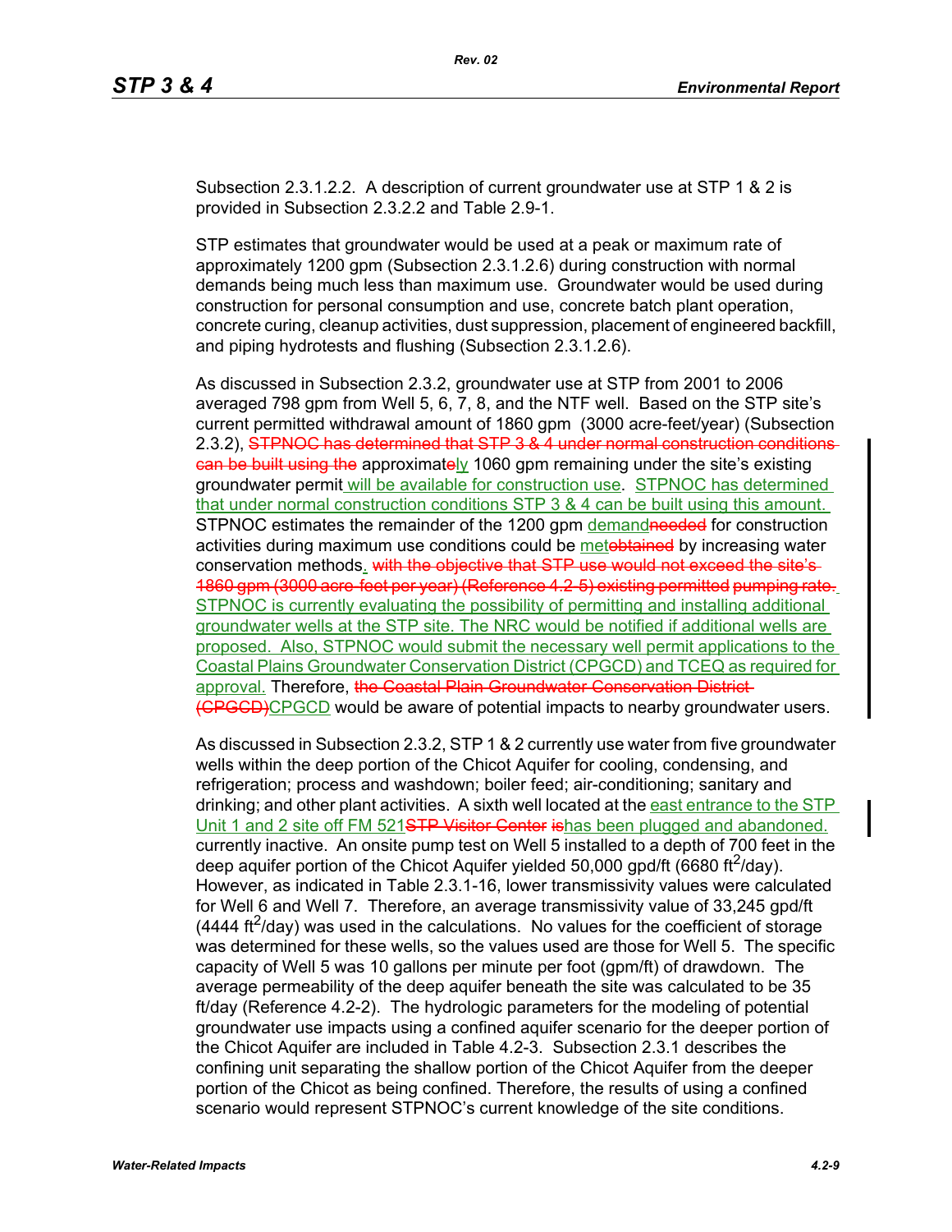Subsection 2.3.1.2.2. A description of current groundwater use at STP 1 & 2 is provided in Subsection 2.3.2.2 and Table 2.9-1.

STP estimates that groundwater would be used at a peak or maximum rate of approximately 1200 gpm (Subsection 2.3.1.2.6) during construction with normal demands being much less than maximum use. Groundwater would be used during construction for personal consumption and use, concrete batch plant operation, concrete curing, cleanup activities, dust suppression, placement of engineered backfill, and piping hydrotests and flushing (Subsection 2.3.1.2.6).

As discussed in Subsection 2.3.2, groundwater use at STP from 2001 to 2006 averaged 798 gpm from Well 5, 6, 7, 8, and the NTF well. Based on the STP site's current permitted withdrawal amount of 1860 gpm (3000 acre-feet/year) (Subsection 2.3.2), ~~STPNOC has determined that STP 3 & 4 under normal construction conditions can be built using the~~ approximat~~e~~ly 1060 gpm remaining under the site's existing groundwater permit will be available for construction use. STPNOC has determined that under normal construction conditions STP 3 & 4 can be built using this amount. STPNOC estimates the remainder of the 1200 gpm demand~~needed~~ for construction activities during maximum use conditions could be met~~obtained~~ by increasing water conservation methods. ~~with the objective that STP use would not exceed the site's 1860 gpm (3000 acre-feet per year) (Reference 4.2-5) existing permitted pumping rate.~~ STPNOC is currently evaluating the possibility of permitting and installing additional groundwater wells at the STP site. The NRC would be notified if additional wells are proposed. Also, STPNOC would submit the necessary well permit applications to the Coastal Plains Groundwater Conservation District (CPGCD) and TCEQ as required for approval. Therefore, ~~the Coastal Plain Groundwater Conservation District (CPGCD)~~CPGCD would be aware of potential impacts to nearby groundwater users.

As discussed in Subsection 2.3.2, STP 1 & 2 currently use water from five groundwater wells within the deep portion of the Chicot Aquifer for cooling, condensing, and refrigeration; process and washdown; boiler feed; air-conditioning; sanitary and drinking; and other plant activities. A sixth well located at the east entrance to the STP Unit 1 and 2 site off FM 521~~STP Visitor Center~~ ~~is~~has been plugged and abandoned. currently inactive. An onsite pump test on Well 5 installed to a depth of 700 feet in the deep aquifer portion of the Chicot Aquifer yielded 50,000 gpd/ft (6680 $ft^2$/day). However, as indicated in Table 2.3.1-16, lower transmissivity values were calculated for Well 6 and Well 7. Therefore, an average transmissivity value of 33,245 gpd/ft (4444 $ft^2$/day) was used in the calculations. No values for the coefficient of storage was determined for these wells, so the values used are those for Well 5. The specific capacity of Well 5 was 10 gallons per minute per foot (gpm/ft) of drawdown. The average permeability of the deep aquifer beneath the site was calculated to be 35 ft/day (Reference 4.2-2). The hydrologic parameters for the modeling of potential groundwater use impacts using a confined aquifer scenario for the deeper portion of the Chicot Aquifer are included in Table 4.2-3. Subsection 2.3.1 describes the confining unit separating the shallow portion of the Chicot Aquifer from the deeper portion of the Chicot as being confined. Therefore, the results of using a confined scenario would represent STPNOC's current knowledge of the site conditions.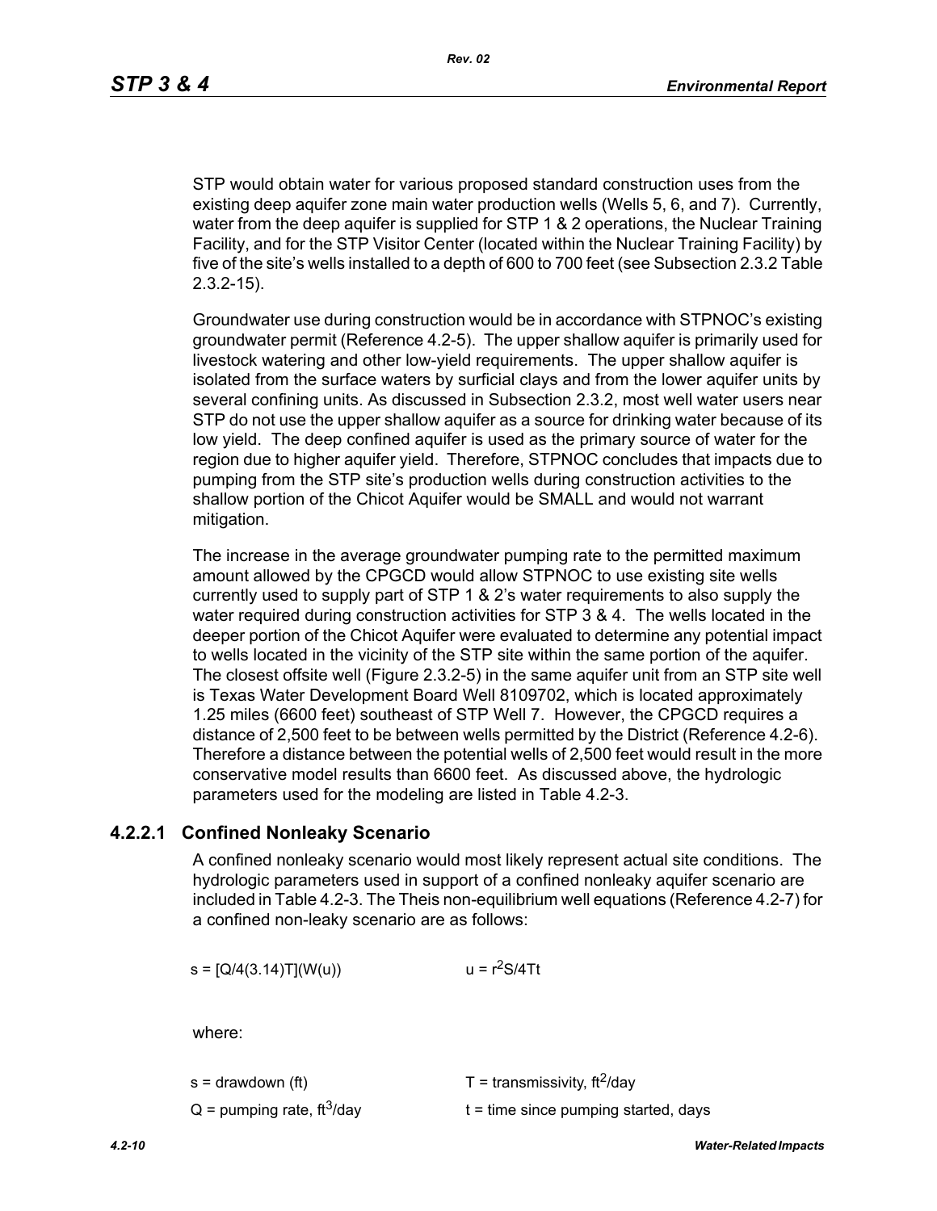STP would obtain water for various proposed standard construction uses from the existing deep aquifer zone main water production wells (Wells 5, 6, and 7). Currently, water from the deep aquifer is supplied for STP 1 & 2 operations, the Nuclear Training Facility, and for the STP Visitor Center (located within the Nuclear Training Facility) by five of the site's wells installed to a depth of 600 to 700 feet (see Subsection 2.3.2 Table 2.3.2-15).

Groundwater use during construction would be in accordance with STPNOC's existing groundwater permit (Reference 4.2-5). The upper shallow aquifer is primarily used for livestock watering and other low-yield requirements. The upper shallow aquifer is isolated from the surface waters by surficial clays and from the lower aquifer units by several confining units. As discussed in Subsection 2.3.2, most well water users near STP do not use the upper shallow aquifer as a source for drinking water because of its low yield. The deep confined aquifer is used as the primary source of water for the region due to higher aquifer yield. Therefore, STPNOC concludes that impacts due to pumping from the STP site's production wells during construction activities to the shallow portion of the Chicot Aquifer would be SMALL and would not warrant mitigation.

The increase in the average groundwater pumping rate to the permitted maximum amount allowed by the CPGCD would allow STPNOC to use existing site wells currently used to supply part of STP 1 & 2's water requirements to also supply the water required during construction activities for STP 3 & 4. The wells located in the deeper portion of the Chicot Aquifer were evaluated to determine any potential impact to wells located in the vicinity of the STP site within the same portion of the aquifer. The closest offsite well (Figure 2.3.2-5) in the same aquifer unit from an STP site well is Texas Water Development Board Well 8109702, which is located approximately 1.25 miles (6600 feet) southeast of STP Well 7. However, the CPGCD requires a distance of 2,500 feet to be between wells permitted by the District (Reference 4.2-6). Therefore a distance between the potential wells of 2,500 feet would result in the more conservative model results than 6600 feet. As discussed above, the hydrologic parameters used for the modeling are listed in Table 4.2-3.

### 4.2.2.1 Confined Nonleaky Scenario

A confined nonleaky scenario would most likely represent actual site conditions. The hydrologic parameters used in support of a confined nonleaky aquifer scenario are included in Table 4.2-3. The Theis non-equilibrium well equations (Reference 4.2-7) for a confined non-leaky scenario are as follows:

$s = [Q/4(3.14)T](W(u))$ $\qquad$ $u = r^2S/4Tt$

where:

$s$ = drawdown (ft) $\qquad$ $T$ = transmissivity, ft$^2$/day

$Q$ = pumping rate, ft$^3$/day $\qquad$ $t$ = time since pumping started, days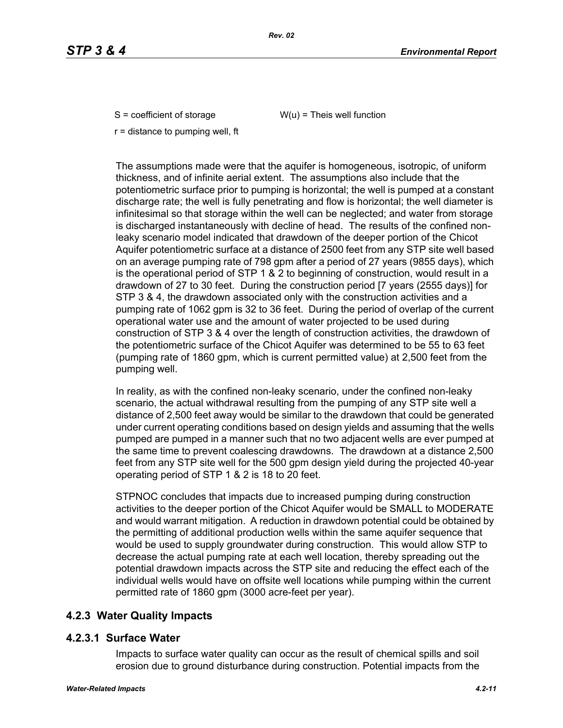$S$ = coefficient of storage $W(u)$ = Theis well function

$r$ = distance to pumping well, ft

The assumptions made were that the aquifer is homogeneous, isotropic, of uniform thickness, and of infinite aerial extent. The assumptions also include that the potentiometric surface prior to pumping is horizontal; the well is pumped at a constant discharge rate; the well is fully penetrating and flow is horizontal; the well diameter is infinitesimal so that storage within the well can be neglected; and water from storage is discharged instantaneously with decline of head. The results of the confined non-leaky scenario model indicated that drawdown of the deeper portion of the Chicot Aquifer potentiometric surface at a distance of 2500 feet from any STP site well based on an average pumping rate of 798 gpm after a period of 27 years (9855 days), which is the operational period of STP 1 & 2 to beginning of construction, would result in a drawdown of 27 to 30 feet. During the construction period [7 years (2555 days)] for STP 3 & 4, the drawdown associated only with the construction activities and a pumping rate of 1062 gpm is 32 to 36 feet. During the period of overlap of the current operational water use and the amount of water projected to be used during construction of STP 3 & 4 over the length of construction activities, the drawdown of the potentiometric surface of the Chicot Aquifer was determined to be 55 to 63 feet (pumping rate of 1860 gpm, which is current permitted value) at 2,500 feet from the pumping well.

In reality, as with the confined non-leaky scenario, under the confined non-leaky scenario, the actual withdrawal resulting from the pumping of any STP site well a distance of 2,500 feet away would be similar to the drawdown that could be generated under current operating conditions based on design yields and assuming that the wells pumped are pumped in a manner such that no two adjacent wells are ever pumped at the same time to prevent coalescing drawdowns. The drawdown at a distance 2,500 feet from any STP site well for the 500 gpm design yield during the projected 40-year operating period of STP 1 & 2 is 18 to 20 feet.

STPNOC concludes that impacts due to increased pumping during construction activities to the deeper portion of the Chicot Aquifer would be SMALL to MODERATE and would warrant mitigation. A reduction in drawdown potential could be obtained by the permitting of additional production wells within the same aquifer sequence that would be used to supply groundwater during construction. This would allow STP to decrease the actual pumping rate at each well location, thereby spreading out the potential drawdown impacts across the STP site and reducing the effect each of the individual wells would have on offsite well locations while pumping within the current permitted rate of 1860 gpm (3000 acre-feet per year).

## 4.2.3 Water Quality Impacts

### 4.2.3.1 Surface Water

Impacts to surface water quality can occur as the result of chemical spills and soil erosion due to ground disturbance during construction. Potential impacts from the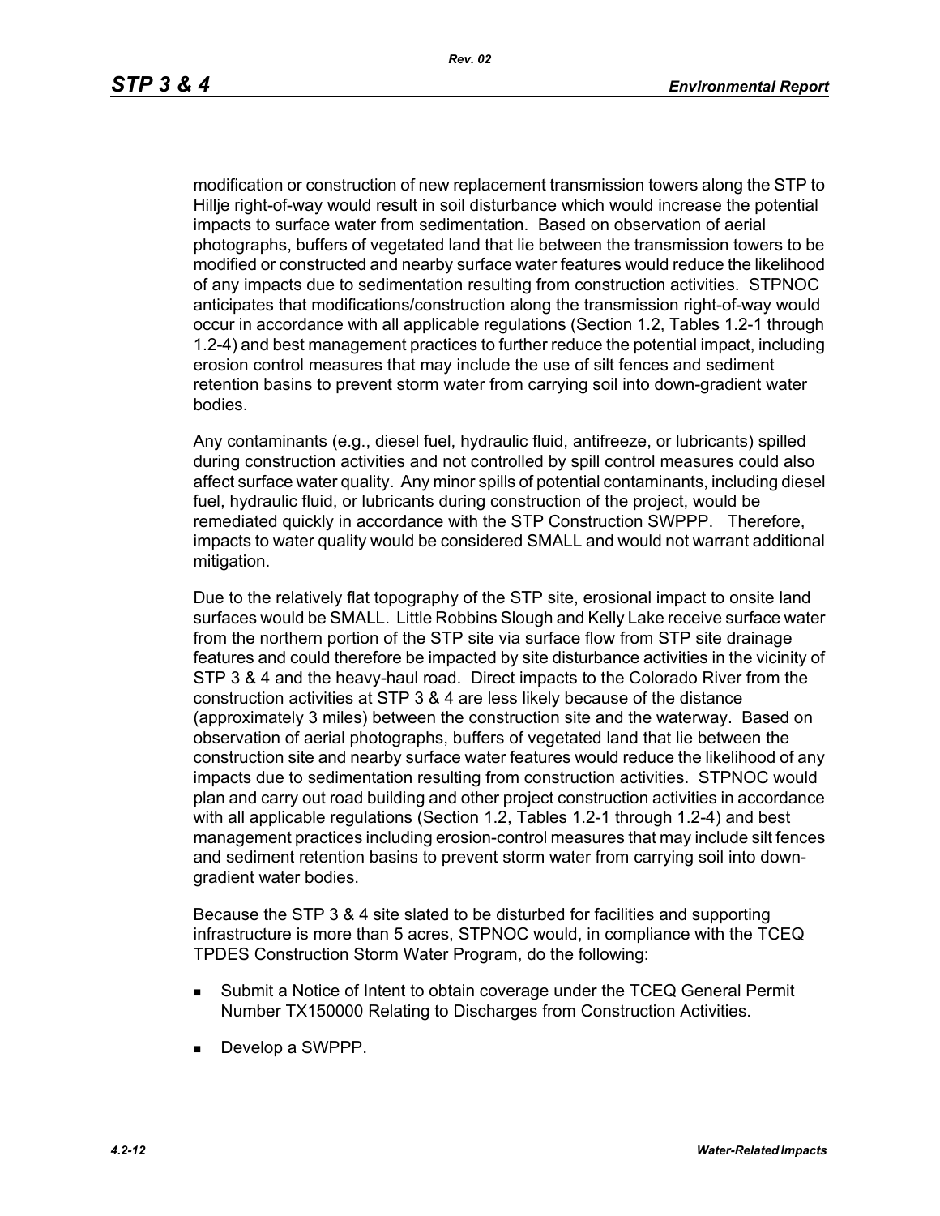modification or construction of new replacement transmission towers along the STP to Hillje right-of-way would result in soil disturbance which would increase the potential impacts to surface water from sedimentation. Based on observation of aerial photographs, buffers of vegetated land that lie between the transmission towers to be modified or constructed and nearby surface water features would reduce the likelihood of any impacts due to sedimentation resulting from construction activities. STPNOC anticipates that modifications/construction along the transmission right-of-way would occur in accordance with all applicable regulations (Section 1.2, Tables 1.2-1 through 1.2-4) and best management practices to further reduce the potential impact, including erosion control measures that may include the use of silt fences and sediment retention basins to prevent storm water from carrying soil into down-gradient water bodies.

Any contaminants (e.g., diesel fuel, hydraulic fluid, antifreeze, or lubricants) spilled during construction activities and not controlled by spill control measures could also affect surface water quality. Any minor spills of potential contaminants, including diesel fuel, hydraulic fluid, or lubricants during construction of the project, would be remediated quickly in accordance with the STP Construction SWPPP. Therefore, impacts to water quality would be considered SMALL and would not warrant additional mitigation.

Due to the relatively flat topography of the STP site, erosional impact to onsite land surfaces would be SMALL. Little Robbins Slough and Kelly Lake receive surface water from the northern portion of the STP site via surface flow from STP site drainage features and could therefore be impacted by site disturbance activities in the vicinity of STP 3 & 4 and the heavy-haul road. Direct impacts to the Colorado River from the construction activities at STP 3 & 4 are less likely because of the distance (approximately 3 miles) between the construction site and the waterway. Based on observation of aerial photographs, buffers of vegetated land that lie between the construction site and nearby surface water features would reduce the likelihood of any impacts due to sedimentation resulting from construction activities. STPNOC would plan and carry out road building and other project construction activities in accordance with all applicable regulations (Section 1.2, Tables 1.2-1 through 1.2-4) and best management practices including erosion-control measures that may include silt fences and sediment retention basins to prevent storm water from carrying soil into down-gradient water bodies.

Because the STP 3 & 4 site slated to be disturbed for facilities and supporting infrastructure is more than 5 acres, STPNOC would, in compliance with the TCEQ TPDES Construction Storm Water Program, do the following:

- Submit a Notice of Intent to obtain coverage under the TCEQ General Permit Number TX150000 Relating to Discharges from Construction Activities.
- Develop a SWPPP.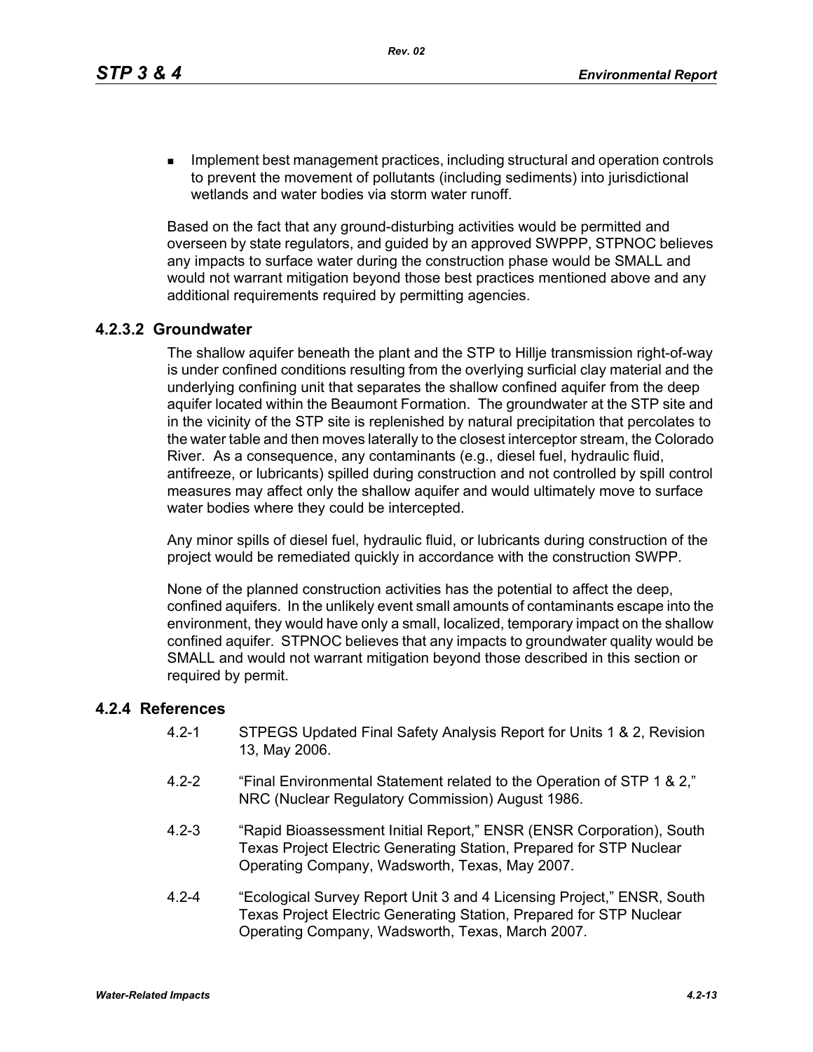- Implement best management practices, including structural and operation controls to prevent the movement of pollutants (including sediments) into jurisdictional wetlands and water bodies via storm water runoff.

Based on the fact that any ground-disturbing activities would be permitted and overseen by state regulators, and guided by an approved SWPPP, STPNOC believes any impacts to surface water during the construction phase would be SMALL and would not warrant mitigation beyond those best practices mentioned above and any additional requirements required by permitting agencies.

#### 4.2.3.2 Groundwater

The shallow aquifer beneath the plant and the STP to Hillje transmission right-of-way is under confined conditions resulting from the overlying surficial clay material and the underlying confining unit that separates the shallow confined aquifer from the deep aquifer located within the Beaumont Formation. The groundwater at the STP site and in the vicinity of the STP site is replenished by natural precipitation that percolates to the water table and then moves laterally to the closest interceptor stream, the Colorado River. As a consequence, any contaminants (e.g., diesel fuel, hydraulic fluid, antifreeze, or lubricants) spilled during construction and not controlled by spill control measures may affect only the shallow aquifer and would ultimately move to surface water bodies where they could be intercepted.

Any minor spills of diesel fuel, hydraulic fluid, or lubricants during construction of the project would be remediated quickly in accordance with the construction SWPP.

None of the planned construction activities has the potential to affect the deep, confined aquifers. In the unlikely event small amounts of contaminants escape into the environment, they would have only a small, localized, temporary impact on the shallow confined aquifer. STPNOC believes that any impacts to groundwater quality would be SMALL and would not warrant mitigation beyond those described in this section or required by permit.

### 4.2.4 References

4.2-1 STPEGS Updated Final Safety Analysis Report for Units 1 & 2, Revision 13, May 2006.

4.2-2 "Final Environmental Statement related to the Operation of STP 1 & 2," NRC (Nuclear Regulatory Commission) August 1986.

4.2-3 "Rapid Bioassessment Initial Report," ENSR (ENSR Corporation), South Texas Project Electric Generating Station, Prepared for STP Nuclear Operating Company, Wadsworth, Texas, May 2007.

4.2-4 "Ecological Survey Report Unit 3 and 4 Licensing Project," ENSR, South Texas Project Electric Generating Station, Prepared for STP Nuclear Operating Company, Wadsworth, Texas, March 2007.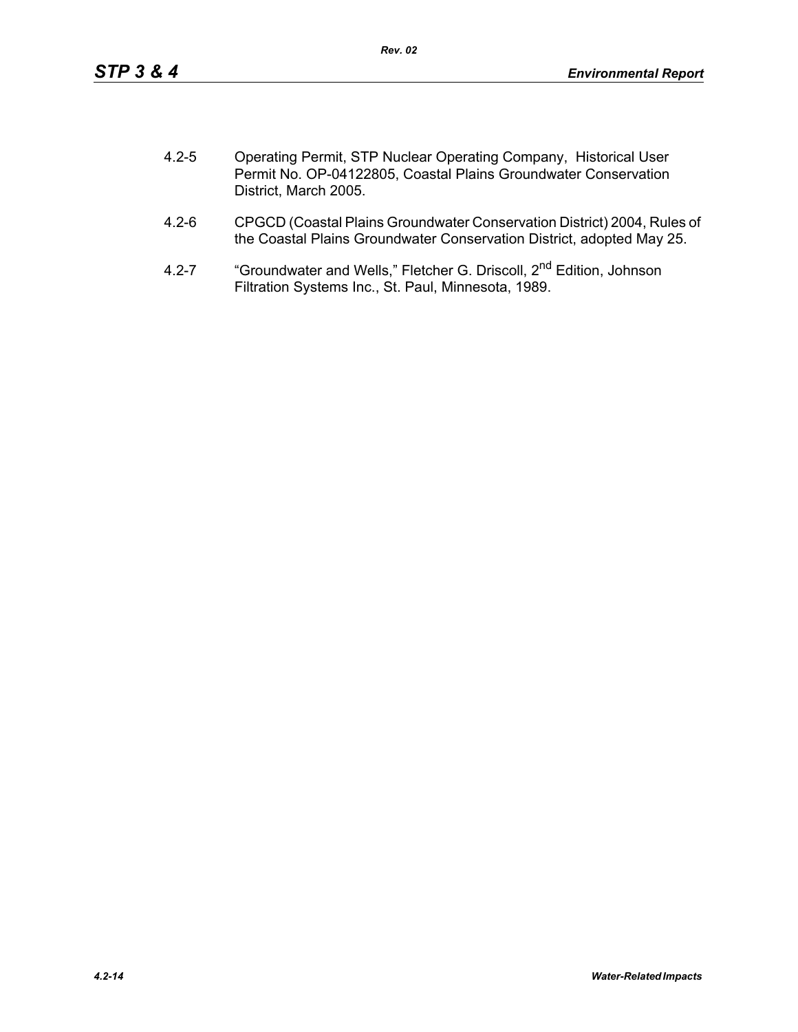4.2-5 Operating Permit, STP Nuclear Operating Company, Historical User Permit No. OP-04122805, Coastal Plains Groundwater Conservation District, March 2005.

4.2-6 CPGCD (Coastal Plains Groundwater Conservation District) 2004, Rules of the Coastal Plains Groundwater Conservation District, adopted May 25.

4.2-7 "Groundwater and Wells," Fletcher G. Driscoll, 2nd Edition, Johnson Filtration Systems Inc., St. Paul, Minnesota, 1989.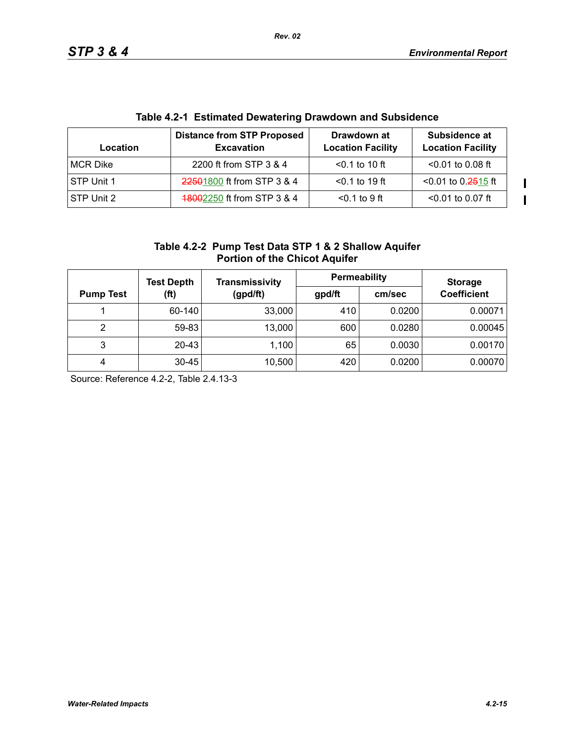**Table 4.2-1 Estimated Dewatering Drawdown and Subsidence**

| Location | Distance from STP Proposed Excavation | Drawdown at Location Facility | Subsidence at Location Facility |
|---|---|---|---|
| MCR Dike | 2200 ft from STP 3 & 4 | <0.1 to 10 ft | <0.01 to 0.08 ft |
| STP Unit 1 | ~~2250~~1800 ft from STP 3 & 4 | <0.1 to 19 ft | <0.01 to 0.~~25~~15 ft |
| STP Unit 2 | ~~1800~~2250 ft from STP 3 & 4 | <0.1 to 9 ft | <0.01 to 0.07 ft |

**Table 4.2-2 Pump Test Data STP 1 & 2 Shallow Aquifer Portion of the Chicot Aquifer**

| Pump Test | Test Depth (ft) | Transmissivity (gpd/ft) | Permeability | | Storage Coefficient |
|---|---|---|---|---|---|
| | | | gpd/ft | cm/sec | |
| 1 | 60-140 | 33,000 | 410 | 0.0200 | 0.00071 |
| 2 | 59-83 | 13,000 | 600 | 0.0280 | 0.00045 |
| 3 | 20-43 | 1,100 | 65 | 0.0030 | 0.00170 |
| 4 | 30-45 | 10,500 | 420 | 0.0200 | 0.00070 |

Source: Reference 4.2-2, Table 2.4.13-3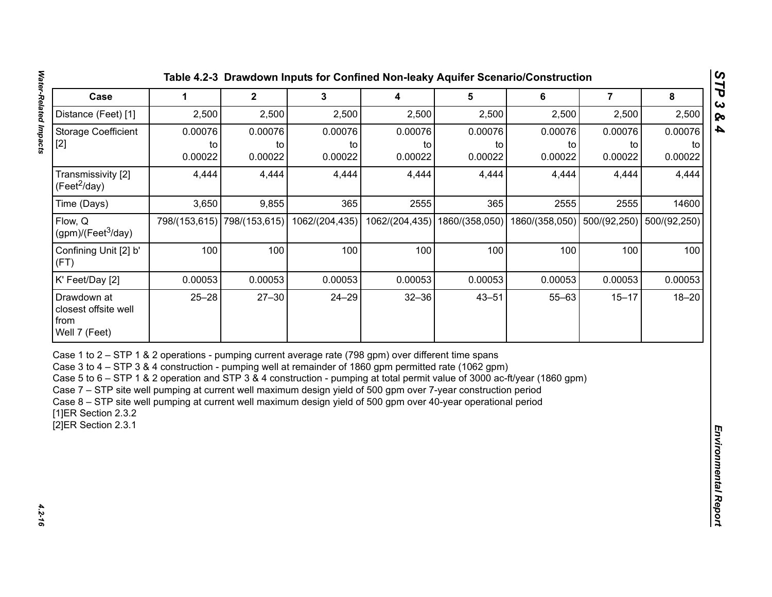### Table 4.2-3 Drawdown Inputs for Confined Non-leaky Aquifer Scenario/Construction

| Case | 1 | 2 | 3 | 4 | 5 | 6 | 7 | 8 |
|---|---|---|---|---|---|---|---|---|
| Distance (Feet) [1] | 2,500 | 2,500 | 2,500 | 2,500 | 2,500 | 2,500 | 2,500 | 2,500 |
| Storage Coefficient [2] | 0.00076 to 0.00022 | 0.00076 to 0.00022 | 0.00076 to 0.00022 | 0.00076 to 0.00022 | 0.00076 to 0.00022 | 0.00076 to 0.00022 | 0.00076 to 0.00022 | 0.00076 to 0.00022 |
| Transmissivity [2] ($Feet^2$/day) | 4,444 | 4,444 | 4,444 | 4,444 | 4,444 | 4,444 | 4,444 | 4,444 |
| Time (Days) | 3,650 | 9,855 | 365 | 2555 | 365 | 2555 | 2555 | 14600 |
| Flow, Q (gpm)/($Feet^3$/day) | 798/(153,615) | 798/(153,615) | 1062/(204,435) | 1062/(204,435) | 1860/(358,050) | 1860/(358,050) | 500/(92,250) | 500/(92,250) |
| Confining Unit [2] b' (FT) | 100 | 100 | 100 | 100 | 100 | 100 | 100 | 100 |
| K' Feet/Day [2] | 0.00053 | 0.00053 | 0.00053 | 0.00053 | 0.00053 | 0.00053 | 0.00053 | 0.00053 |
| Drawdown at closest offsite well from Well 7 (Feet) | 25–28 | 27–30 | 24–29 | 32–36 | 43–51 | 55–63 | 15–17 | 18–20 |

Case 1 to 2 – STP 1 & 2 operations - pumping current average rate (798 gpm) over different time spans
Case 3 to 4 – STP 3 & 4 construction - pumping well at remainder of 1860 gpm permitted rate (1062 gpm)
Case 5 to 6 – STP 1 & 2 operation and STP 3 & 4 construction - pumping at total permit value of 3000 ac-ft/year (1860 gpm)
Case 7 – STP site well pumping at current well maximum design yield of 500 gpm over 7-year construction period
Case 8 – STP site well pumping at current well maximum design yield of 500 gpm over 40-year operational period
[1]ER Section 2.3.2
[2]ER Section 2.3.1